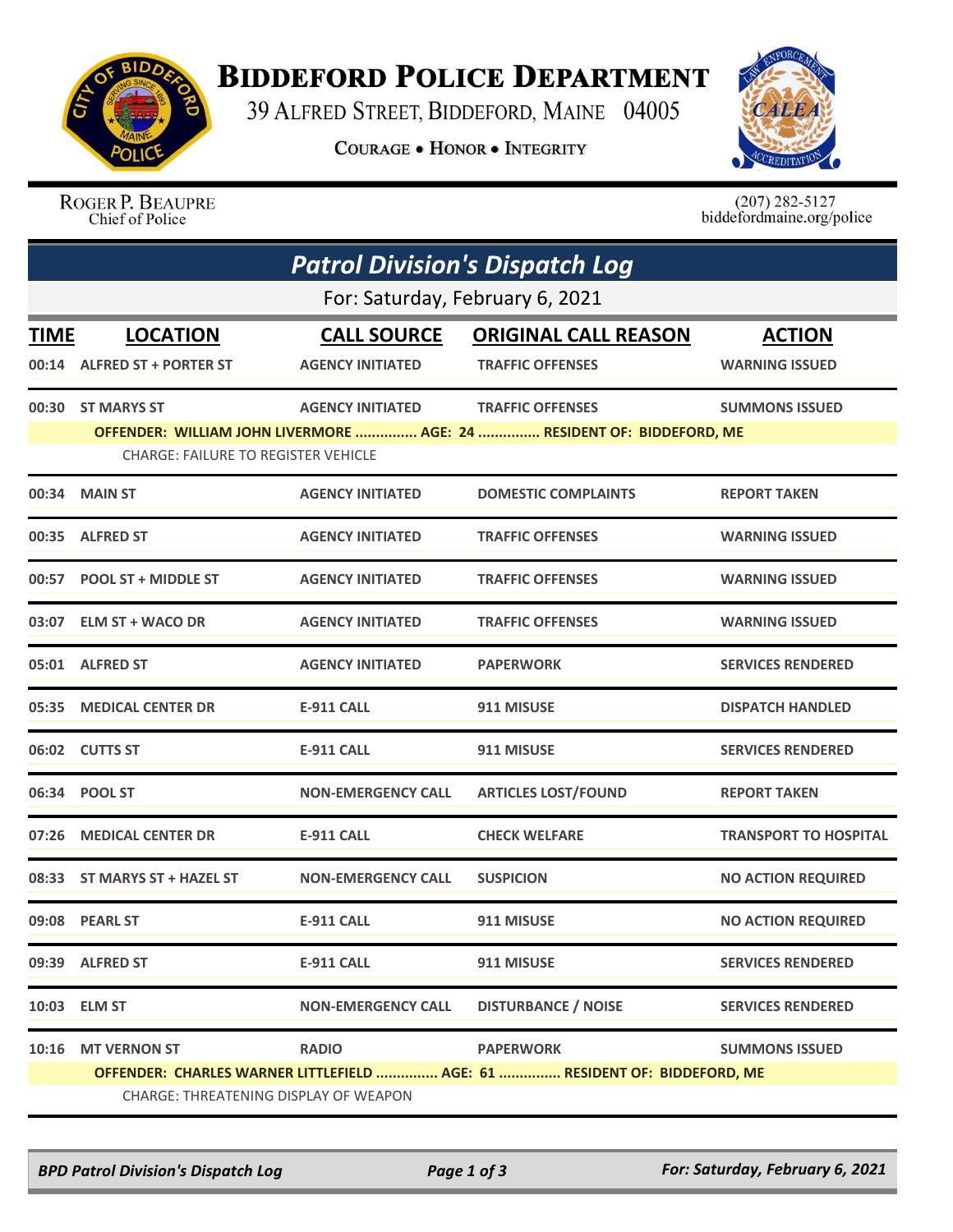# Biddeford Police Department

39 Alfred Street, Biddeford, Maine 04005

Courage • Honor • Integrity

Roger P. Beaupre
Chief of Police

(207) 282-5127
biddefordmaine.org/police

## Patrol Division's Dispatch Log

For: Saturday, February 6, 2021

| TIME | LOCATION | CALL SOURCE | ORIGINAL CALL REASON | ACTION |
|---|---|---|---|---|
| 00:14 | ALFRED ST + PORTER ST | AGENCY INITIATED | TRAFFIC OFFENSES | WARNING ISSUED |
| 00:30 | ST MARYS ST | AGENCY INITIATED | TRAFFIC OFFENSES | SUMMONS ISSUED |
| | OFFENDER: WILLIAM JOHN LIVERMORE ............... AGE: 24 ............... RESIDENT OF: BIDDEFORD, ME | | | |
| | CHARGE: FAILURE TO REGISTER VEHICLE | | | |
| 00:34 | MAIN ST | AGENCY INITIATED | DOMESTIC COMPLAINTS | REPORT TAKEN |
| 00:35 | ALFRED ST | AGENCY INITIATED | TRAFFIC OFFENSES | WARNING ISSUED |
| 00:57 | POOL ST + MIDDLE ST | AGENCY INITIATED | TRAFFIC OFFENSES | WARNING ISSUED |
| 03:07 | ELM ST + WACO DR | AGENCY INITIATED | TRAFFIC OFFENSES | WARNING ISSUED |
| 05:01 | ALFRED ST | AGENCY INITIATED | PAPERWORK | SERVICES RENDERED |
| 05:35 | MEDICAL CENTER DR | E-911 CALL | 911 MISUSE | DISPATCH HANDLED |
| 06:02 | CUTTS ST | E-911 CALL | 911 MISUSE | SERVICES RENDERED |
| 06:34 | POOL ST | NON-EMERGENCY CALL | ARTICLES LOST/FOUND | REPORT TAKEN |
| 07:26 | MEDICAL CENTER DR | E-911 CALL | CHECK WELFARE | TRANSPORT TO HOSPITAL |
| 08:33 | ST MARYS ST + HAZEL ST | NON-EMERGENCY CALL | SUSPICION | NO ACTION REQUIRED |
| 09:08 | PEARL ST | E-911 CALL | 911 MISUSE | NO ACTION REQUIRED |
| 09:39 | ALFRED ST | E-911 CALL | 911 MISUSE | SERVICES RENDERED |
| 10:03 | ELM ST | NON-EMERGENCY CALL | DISTURBANCE / NOISE | SERVICES RENDERED |
| 10:16 | MT VERNON ST | RADIO | PAPERWORK | SUMMONS ISSUED |
| | OFFENDER: CHARLES WARNER LITTLEFIELD ............... AGE: 61 ............... RESIDENT OF: BIDDEFORD, ME | | | |
| | CHARGE: THREATENING DISPLAY OF WEAPON | | | |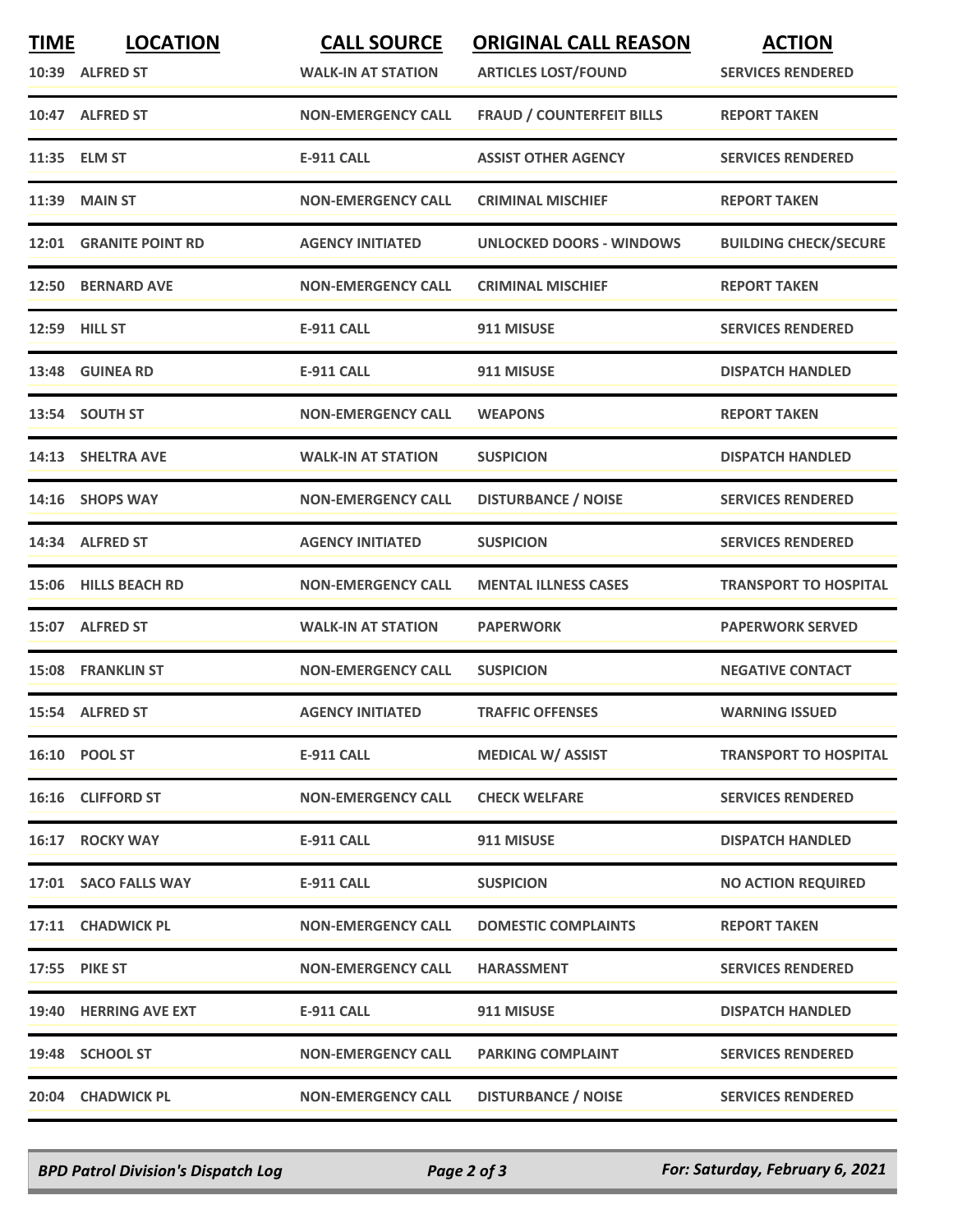| TIME | LOCATION | CALL SOURCE | ORIGINAL CALL REASON | ACTION |
|---|---|---|---|---|
| 10:39 | ALFRED ST | WALK-IN AT STATION | ARTICLES LOST/FOUND | SERVICES RENDERED |
| 10:47 | ALFRED ST | NON-EMERGENCY CALL | FRAUD / COUNTERFEIT BILLS | REPORT TAKEN |
| 11:35 | ELM ST | E-911 CALL | ASSIST OTHER AGENCY | SERVICES RENDERED |
| 11:39 | MAIN ST | NON-EMERGENCY CALL | CRIMINAL MISCHIEF | REPORT TAKEN |
| 12:01 | GRANITE POINT RD | AGENCY INITIATED | UNLOCKED DOORS - WINDOWS | BUILDING CHECK/SECURE |
| 12:50 | BERNARD AVE | NON-EMERGENCY CALL | CRIMINAL MISCHIEF | REPORT TAKEN |
| 12:59 | HILL ST | E-911 CALL | 911 MISUSE | SERVICES RENDERED |
| 13:48 | GUINEA RD | E-911 CALL | 911 MISUSE | DISPATCH HANDLED |
| 13:54 | SOUTH ST | NON-EMERGENCY CALL | WEAPONS | REPORT TAKEN |
| 14:13 | SHELTRA AVE | WALK-IN AT STATION | SUSPICION | DISPATCH HANDLED |
| 14:16 | SHOPS WAY | NON-EMERGENCY CALL | DISTURBANCE / NOISE | SERVICES RENDERED |
| 14:34 | ALFRED ST | AGENCY INITIATED | SUSPICION | SERVICES RENDERED |
| 15:06 | HILLS BEACH RD | NON-EMERGENCY CALL | MENTAL ILLNESS CASES | TRANSPORT TO HOSPITAL |
| 15:07 | ALFRED ST | WALK-IN AT STATION | PAPERWORK | PAPERWORK SERVED |
| 15:08 | FRANKLIN ST | NON-EMERGENCY CALL | SUSPICION | NEGATIVE CONTACT |
| 15:54 | ALFRED ST | AGENCY INITIATED | TRAFFIC OFFENSES | WARNING ISSUED |
| 16:10 | POOL ST | E-911 CALL | MEDICAL W/ ASSIST | TRANSPORT TO HOSPITAL |
| 16:16 | CLIFFORD ST | NON-EMERGENCY CALL | CHECK WELFARE | SERVICES RENDERED |
| 16:17 | ROCKY WAY | E-911 CALL | 911 MISUSE | DISPATCH HANDLED |
| 17:01 | SACO FALLS WAY | E-911 CALL | SUSPICION | NO ACTION REQUIRED |
| 17:11 | CHADWICK PL | NON-EMERGENCY CALL | DOMESTIC COMPLAINTS | REPORT TAKEN |
| 17:55 | PIKE ST | NON-EMERGENCY CALL | HARASSMENT | SERVICES RENDERED |
| 19:40 | HERRING AVE EXT | E-911 CALL | 911 MISUSE | DISPATCH HANDLED |
| 19:48 | SCHOOL ST | NON-EMERGENCY CALL | PARKING COMPLAINT | SERVICES RENDERED |
| 20:04 | CHADWICK PL | NON-EMERGENCY CALL | DISTURBANCE / NOISE | SERVICES RENDERED |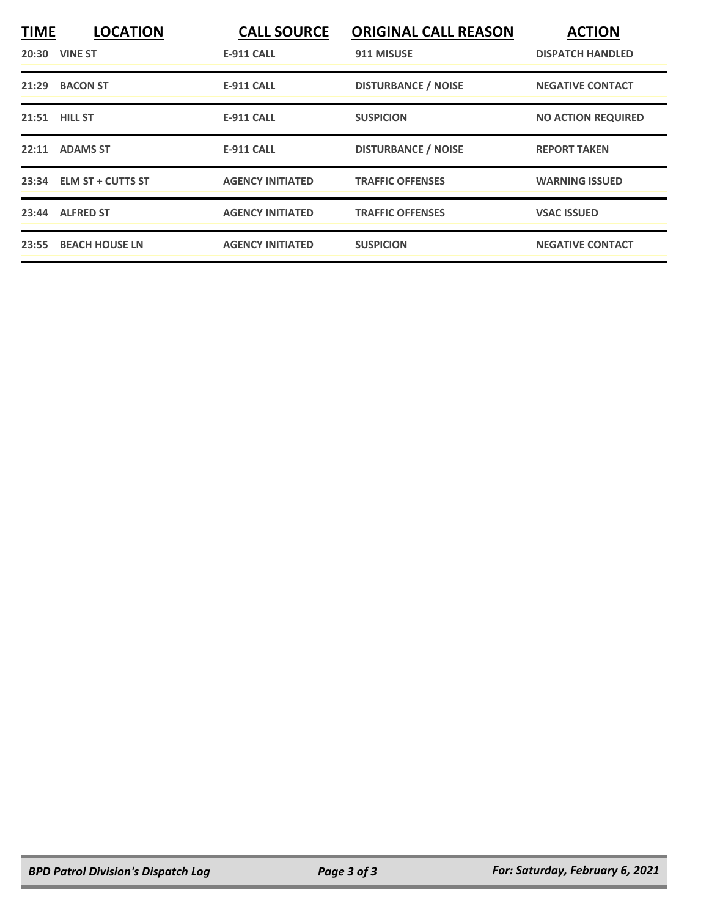| TIME | LOCATION | CALL SOURCE | ORIGINAL CALL REASON | ACTION |
|---|---|---|---|---|
| 20:30 | VINE ST | E-911 CALL | 911 MISUSE | DISPATCH HANDLED |
| 21:29 | BACON ST | E-911 CALL | DISTURBANCE / NOISE | NEGATIVE CONTACT |
| 21:51 | HILL ST | E-911 CALL | SUSPICION | NO ACTION REQUIRED |
| 22:11 | ADAMS ST | E-911 CALL | DISTURBANCE / NOISE | REPORT TAKEN |
| 23:34 | ELM ST + CUTTS ST | AGENCY INITIATED | TRAFFIC OFFENSES | WARNING ISSUED |
| 23:44 | ALFRED ST | AGENCY INITIATED | TRAFFIC OFFENSES | VSAC ISSUED |
| 23:55 | BEACH HOUSE LN | AGENCY INITIATED | SUSPICION | NEGATIVE CONTACT |